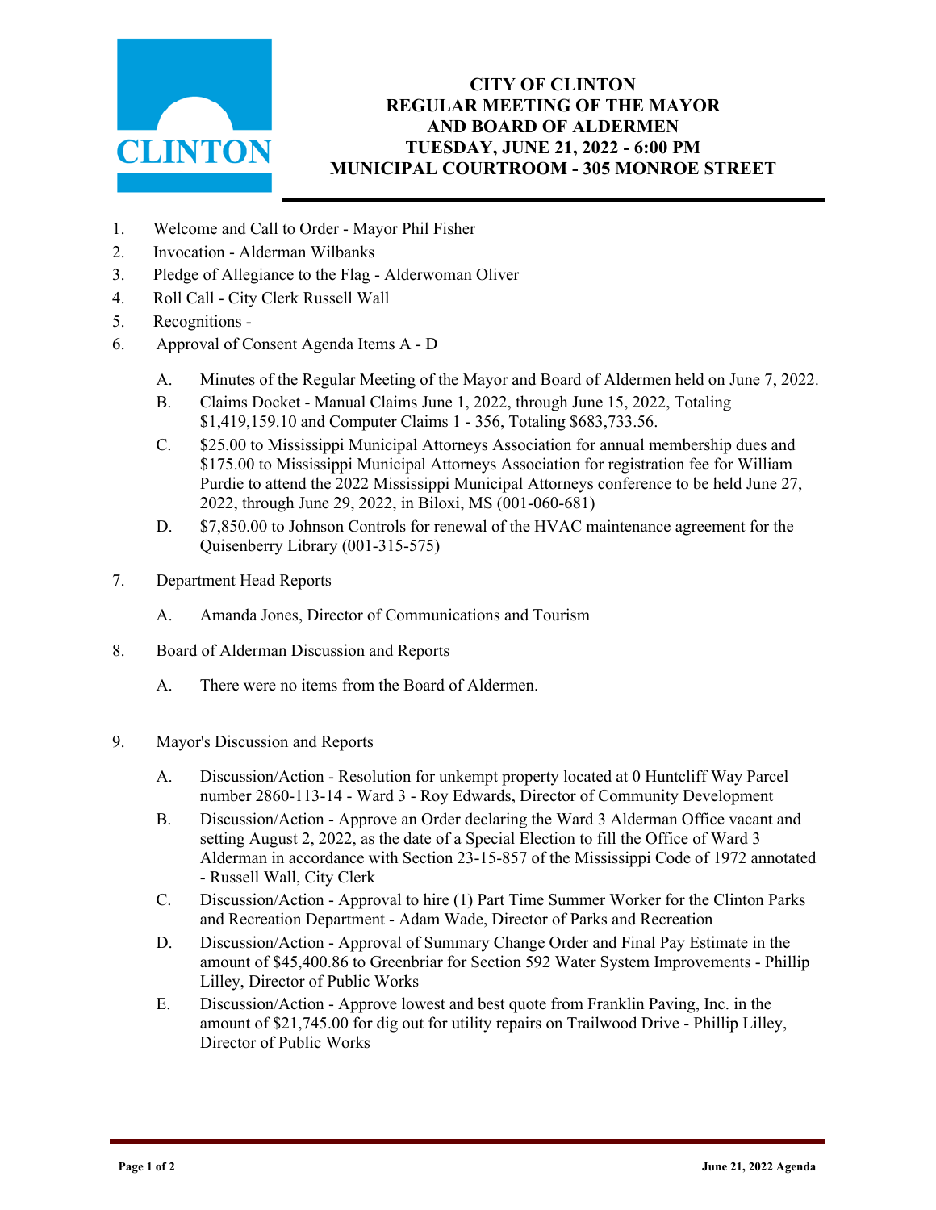# CITY OF CLINTON
## REGULAR MEETING OF THE MAYOR AND BOARD OF ALDERMEN
## TUESDAY, JUNE 21, 2022 - 6:00 PM
## MUNICIPAL COURTROOM - 305 MONROE STREET

1. Welcome and Call to Order - Mayor Phil Fisher
2. Invocation - Alderman Wilbanks
3. Pledge of Allegiance to the Flag - Alderwoman Oliver
4. Roll Call - City Clerk Russell Wall
5. Recognitions -
6. Approval of Consent Agenda Items A - D

    A. Minutes of the Regular Meeting of the Mayor and Board of Aldermen held on June 7, 2022.

    B. Claims Docket - Manual Claims June 1, 2022, through June 15, 2022, Totaling $1,419,159.10 and Computer Claims 1 - 356, Totaling $683,733.56.

    C. $25.00 to Mississippi Municipal Attorneys Association for annual membership dues and $175.00 to Mississippi Municipal Attorneys Association for registration fee for William Purdie to attend the 2022 Mississippi Municipal Attorneys conference to be held June 27, 2022, through June 29, 2022, in Biloxi, MS (001-060-681)

    D. $7,850.00 to Johnson Controls for renewal of the HVAC maintenance agreement for the Quisenberry Library (001-315-575)

7. Department Head Reports

    A. Amanda Jones, Director of Communications and Tourism

8. Board of Alderman Discussion and Reports

    A. There were no items from the Board of Aldermen.

9. Mayor's Discussion and Reports

    A. Discussion/Action - Resolution for unkempt property located at 0 Huntcliff Way Parcel number 2860-113-14 - Ward 3 - Roy Edwards, Director of Community Development

    B. Discussion/Action - Approve an Order declaring the Ward 3 Alderman Office vacant and setting August 2, 2022, as the date of a Special Election to fill the Office of Ward 3 Alderman in accordance with Section 23-15-857 of the Mississippi Code of 1972 annotated - Russell Wall, City Clerk

    C. Discussion/Action - Approval to hire (1) Part Time Summer Worker for the Clinton Parks and Recreation Department - Adam Wade, Director of Parks and Recreation

    D. Discussion/Action - Approval of Summary Change Order and Final Pay Estimate in the amount of $45,400.86 to Greenbriar for Section 592 Water System Improvements - Phillip Lilley, Director of Public Works

    E. Discussion/Action - Approve lowest and best quote from Franklin Paving, Inc. in the amount of $21,745.00 for dig out for utility repairs on Trailwood Drive - Phillip Lilley, Director of Public Works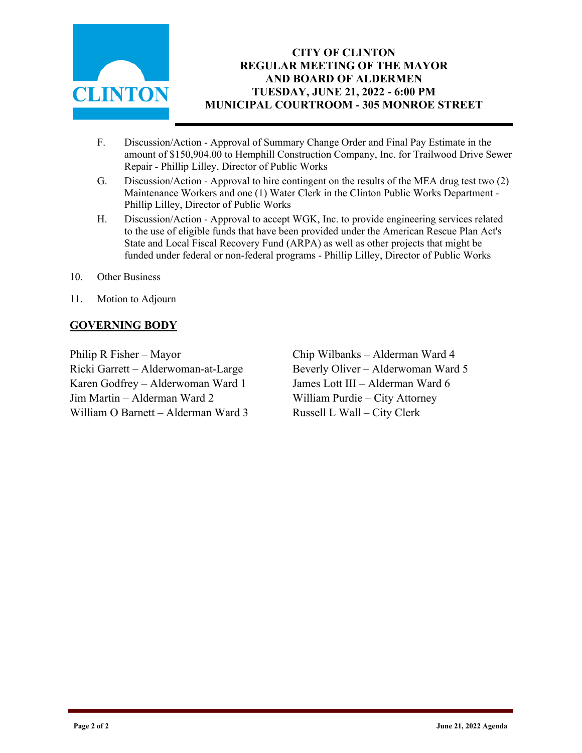# CITY OF CLINTON
## REGULAR MEETING OF THE MAYOR AND BOARD OF ALDERMEN
## TUESDAY, JUNE 21, 2022 - 6:00 PM
## MUNICIPAL COURTROOM - 305 MONROE STREET

F. Discussion/Action - Approval of Summary Change Order and Final Pay Estimate in the amount of $150,904.00 to Hemphill Construction Company, Inc. for Trailwood Drive Sewer Repair - Phillip Lilley, Director of Public Works

G. Discussion/Action - Approval to hire contingent on the results of the MEA drug test two (2) Maintenance Workers and one (1) Water Clerk in the Clinton Public Works Department - Phillip Lilley, Director of Public Works

H. Discussion/Action - Approval to accept WGK, Inc. to provide engineering services related to the use of eligible funds that have been provided under the American Rescue Plan Act's State and Local Fiscal Recovery Fund (ARPA) as well as other projects that might be funded under federal or non-federal programs - Phillip Lilley, Director of Public Works

10. Other Business

11. Motion to Adjourn

## GOVERNING BODY

Philip R Fisher – Mayor
Ricki Garrett – Alderwoman-at-Large
Karen Godfrey – Alderwoman Ward 1
Jim Martin – Alderman Ward 2
William O Barnett – Alderman Ward 3
Chip Wilbanks – Alderman Ward 4
Beverly Oliver – Alderwoman Ward 5
James Lott III – Alderman Ward 6
William Purdie – City Attorney
Russell L Wall – City Clerk